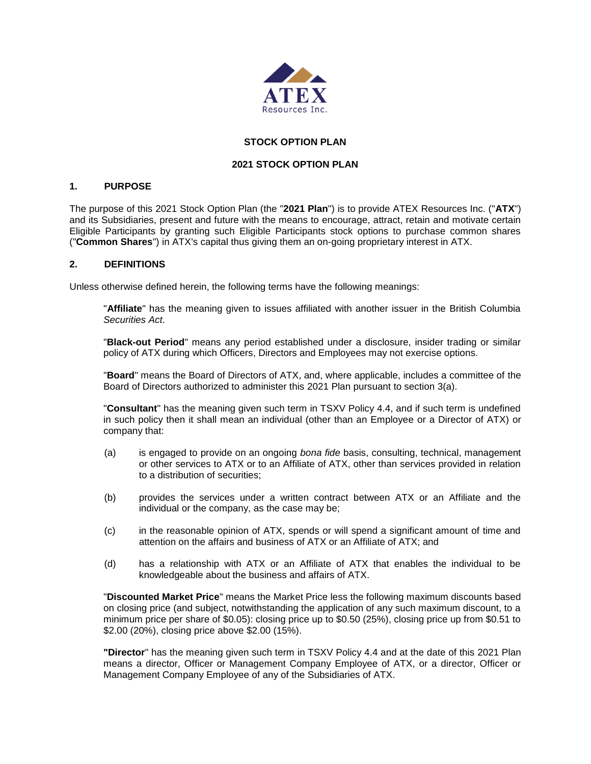ATEX
Resources Inc.

# STOCK OPTION PLAN

## 2021 STOCK OPTION PLAN

### 1. PURPOSE

The purpose of this 2021 Stock Option Plan (the "**2021 Plan**") is to provide ATEX Resources Inc. ("**ATX**") and its Subsidiaries, present and future with the means to encourage, attract, retain and motivate certain Eligible Participants by granting such Eligible Participants stock options to purchase common shares ("**Common Shares**") in ATX's capital thus giving them an on-going proprietary interest in ATX.

### 2. DEFINITIONS

Unless otherwise defined herein, the following terms have the following meanings:

"**Affiliate**" has the meaning given to issues affiliated with another issuer in the British Columbia *Securities Act*.

"**Black-out Period**" means any period established under a disclosure, insider trading or similar policy of ATX during which Officers, Directors and Employees may not exercise options.

"**Board**" means the Board of Directors of ATX, and, where applicable, includes a committee of the Board of Directors authorized to administer this 2021 Plan pursuant to section 3(a).

"**Consultant**" has the meaning given such term in TSXV Policy 4.4, and if such term is undefined in such policy then it shall mean an individual (other than an Employee or a Director of ATX) or company that:

(a) is engaged to provide on an ongoing *bona fide* basis, consulting, technical, management or other services to ATX or to an Affiliate of ATX, other than services provided in relation to a distribution of securities;

(b) provides the services under a written contract between ATX or an Affiliate and the individual or the company, as the case may be;

(c) in the reasonable opinion of ATX, spends or will spend a significant amount of time and attention on the affairs and business of ATX or an Affiliate of ATX; and

(d) has a relationship with ATX or an Affiliate of ATX that enables the individual to be knowledgeable about the business and affairs of ATX.

"**Discounted Market Price**" means the Market Price less the following maximum discounts based on closing price (and subject, notwithstanding the application of any such maximum discount, to a minimum price per share of $0.05): closing price up to $0.50 (25%), closing price up from $0.51 to $2.00 (20%), closing price above $2.00 (15%).

"**Director**" has the meaning given such term in TSXV Policy 4.4 and at the date of this 2021 Plan means a director, Officer or Management Company Employee of ATX, or a director, Officer or Management Company Employee of any of the Subsidiaries of ATX.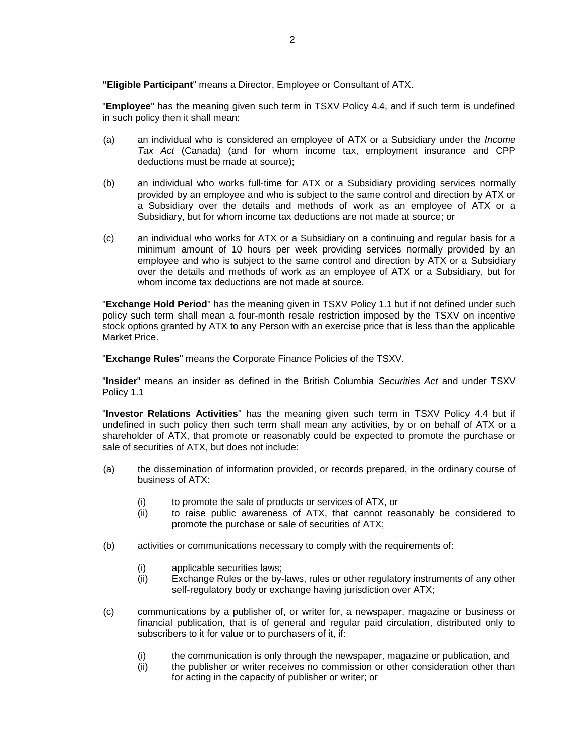"**Eligible Participant**" means a Director, Employee or Consultant of ATX.

"**Employee**" has the meaning given such term in TSXV Policy 4.4, and if such term is undefined in such policy then it shall mean:

(a) an individual who is considered an employee of ATX or a Subsidiary under the *Income Tax Act* (Canada) (and for whom income tax, employment insurance and CPP deductions must be made at source);

(b) an individual who works full-time for ATX or a Subsidiary providing services normally provided by an employee and who is subject to the same control and direction by ATX or a Subsidiary over the details and methods of work as an employee of ATX or a Subsidiary, but for whom income tax deductions are not made at source; or

(c) an individual who works for ATX or a Subsidiary on a continuing and regular basis for a minimum amount of 10 hours per week providing services normally provided by an employee and who is subject to the same control and direction by ATX or a Subsidiary over the details and methods of work as an employee of ATX or a Subsidiary, but for whom income tax deductions are not made at source.

"**Exchange Hold Period**" has the meaning given in TSXV Policy 1.1 but if not defined under such policy such term shall mean a four-month resale restriction imposed by the TSXV on incentive stock options granted by ATX to any Person with an exercise price that is less than the applicable Market Price.

"**Exchange Rules**" means the Corporate Finance Policies of the TSXV.

"**Insider**" means an insider as defined in the British Columbia *Securities Act* and under TSXV Policy 1.1

"**Investor Relations Activities**" has the meaning given such term in TSXV Policy 4.4 but if undefined in such policy then such term shall mean any activities, by or on behalf of ATX or a shareholder of ATX, that promote or reasonably could be expected to promote the purchase or sale of securities of ATX, but does not include:

(a) the dissemination of information provided, or records prepared, in the ordinary course of business of ATX:

  (i) to promote the sale of products or services of ATX, or
  (ii) to raise public awareness of ATX, that cannot reasonably be considered to promote the purchase or sale of securities of ATX;

(b) activities or communications necessary to comply with the requirements of:

  (i) applicable securities laws;
  (ii) Exchange Rules or the by-laws, rules or other regulatory instruments of any other self-regulatory body or exchange having jurisdiction over ATX;

(c) communications by a publisher of, or writer for, a newspaper, magazine or business or financial publication, that is of general and regular paid circulation, distributed only to subscribers to it for value or to purchasers of it, if:

  (i) the communication is only through the newspaper, magazine or publication, and
  (ii) the publisher or writer receives no commission or other consideration other than for acting in the capacity of publisher or writer; or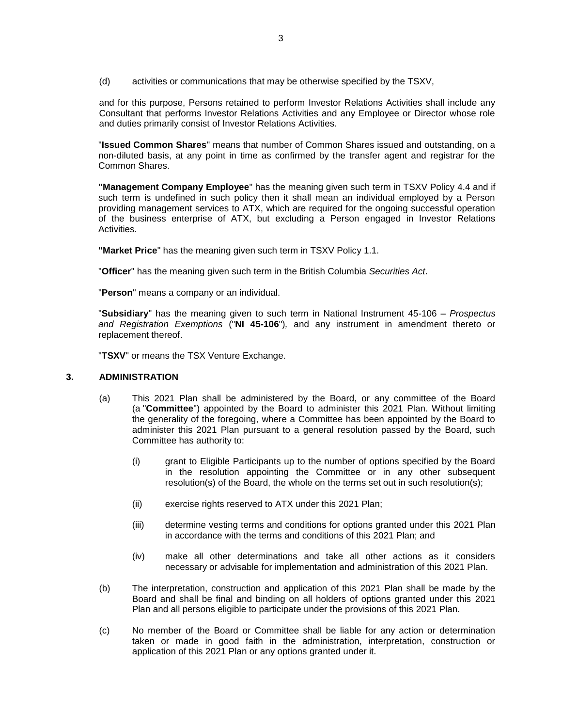(d) activities or communications that may be otherwise specified by the TSXV,

and for this purpose, Persons retained to perform Investor Relations Activities shall include any Consultant that performs Investor Relations Activities and any Employee or Director whose role and duties primarily consist of Investor Relations Activities.

"**Issued Common Shares**" means that number of Common Shares issued and outstanding, on a non-diluted basis, at any point in time as confirmed by the transfer agent and registrar for the Common Shares.

"**Management Company Employee**" has the meaning given such term in TSXV Policy 4.4 and if such term is undefined in such policy then it shall mean an individual employed by a Person providing management services to ATX, which are required for the ongoing successful operation of the business enterprise of ATX, but excluding a Person engaged in Investor Relations Activities.

"**Market Price**" has the meaning given such term in TSXV Policy 1.1.

"**Officer**" has the meaning given such term in the British Columbia *Securities Act*.

"**Person**" means a company or an individual.

"**Subsidiary**" has the meaning given to such term in National Instrument 45-106 – *Prospectus and Registration Exemptions* ("**NI 45-106**"), and any instrument in amendment thereto or replacement thereof.

"**TSXV**" or means the TSX Venture Exchange.

## 3. ADMINISTRATION

(a) This 2021 Plan shall be administered by the Board, or any committee of the Board (a "**Committee**") appointed by the Board to administer this 2021 Plan. Without limiting the generality of the foregoing, where a Committee has been appointed by the Board to administer this 2021 Plan pursuant to a general resolution passed by the Board, such Committee has authority to:

  (i) grant to Eligible Participants up to the number of options specified by the Board in the resolution appointing the Committee or in any other subsequent resolution(s) of the Board, the whole on the terms set out in such resolution(s);

  (ii) exercise rights reserved to ATX under this 2021 Plan;

  (iii) determine vesting terms and conditions for options granted under this 2021 Plan in accordance with the terms and conditions of this 2021 Plan; and

  (iv) make all other determinations and take all other actions as it considers necessary or advisable for implementation and administration of this 2021 Plan.

(b) The interpretation, construction and application of this 2021 Plan shall be made by the Board and shall be final and binding on all holders of options granted under this 2021 Plan and all persons eligible to participate under the provisions of this 2021 Plan.

(c) No member of the Board or Committee shall be liable for any action or determination taken or made in good faith in the administration, interpretation, construction or application of this 2021 Plan or any options granted under it.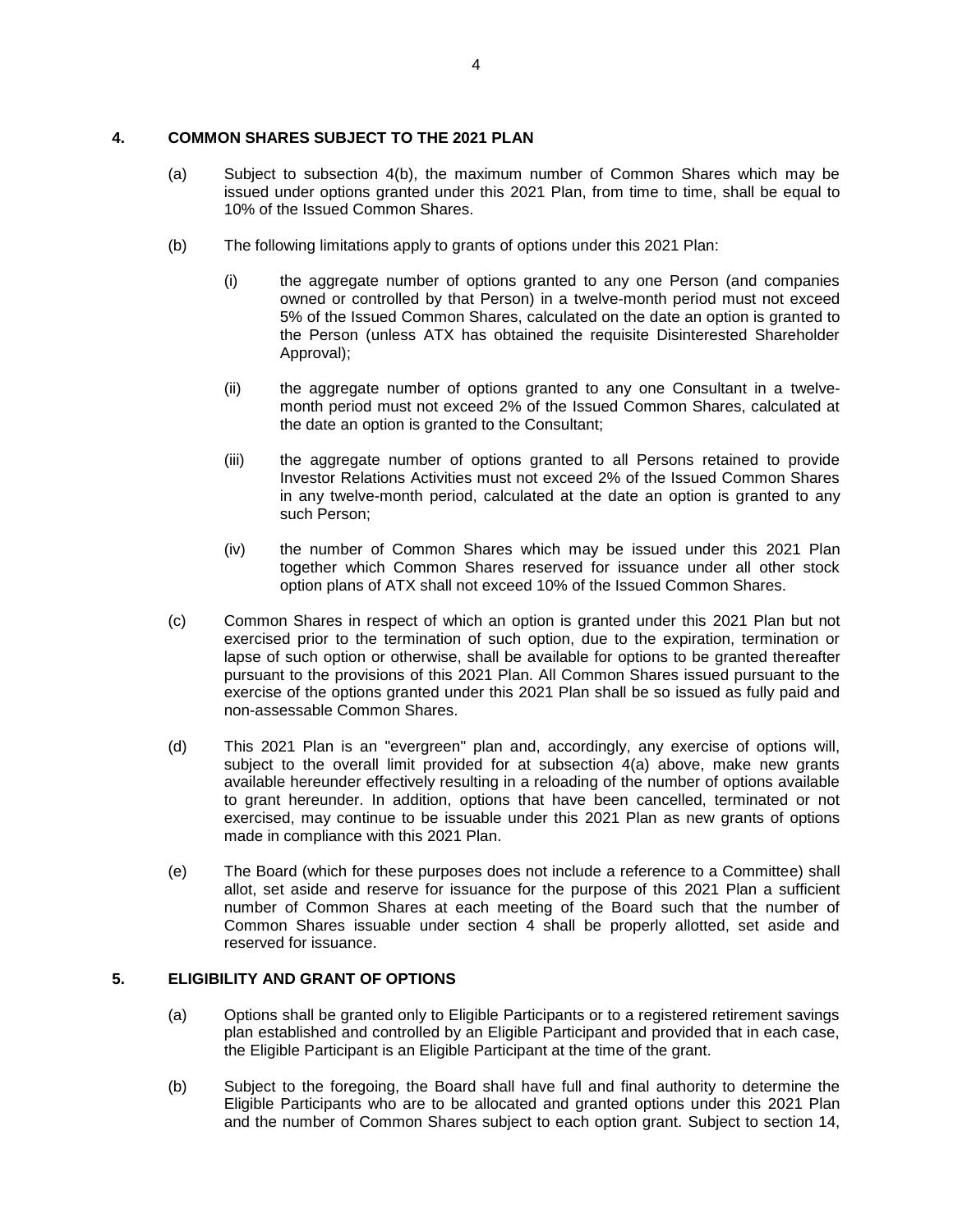## 4. COMMON SHARES SUBJECT TO THE 2021 PLAN

(a) Subject to subsection 4(b), the maximum number of Common Shares which may be issued under options granted under this 2021 Plan, from time to time, shall be equal to 10% of the Issued Common Shares.

(b) The following limitations apply to grants of options under this 2021 Plan:

(i) the aggregate number of options granted to any one Person (and companies owned or controlled by that Person) in a twelve-month period must not exceed 5% of the Issued Common Shares, calculated on the date an option is granted to the Person (unless ATX has obtained the requisite Disinterested Shareholder Approval);

(ii) the aggregate number of options granted to any one Consultant in a twelve-month period must not exceed 2% of the Issued Common Shares, calculated at the date an option is granted to the Consultant;

(iii) the aggregate number of options granted to all Persons retained to provide Investor Relations Activities must not exceed 2% of the Issued Common Shares in any twelve-month period, calculated at the date an option is granted to any such Person;

(iv) the number of Common Shares which may be issued under this 2021 Plan together which Common Shares reserved for issuance under all other stock option plans of ATX shall not exceed 10% of the Issued Common Shares.

(c) Common Shares in respect of which an option is granted under this 2021 Plan but not exercised prior to the termination of such option, due to the expiration, termination or lapse of such option or otherwise, shall be available for options to be granted thereafter pursuant to the provisions of this 2021 Plan. All Common Shares issued pursuant to the exercise of the options granted under this 2021 Plan shall be so issued as fully paid and non-assessable Common Shares.

(d) This 2021 Plan is an "evergreen" plan and, accordingly, any exercise of options will, subject to the overall limit provided for at subsection 4(a) above, make new grants available hereunder effectively resulting in a reloading of the number of options available to grant hereunder. In addition, options that have been cancelled, terminated or not exercised, may continue to be issuable under this 2021 Plan as new grants of options made in compliance with this 2021 Plan.

(e) The Board (which for these purposes does not include a reference to a Committee) shall allot, set aside and reserve for issuance for the purpose of this 2021 Plan a sufficient number of Common Shares at each meeting of the Board such that the number of Common Shares issuable under section 4 shall be properly allotted, set aside and reserved for issuance.

## 5. ELIGIBILITY AND GRANT OF OPTIONS

(a) Options shall be granted only to Eligible Participants or to a registered retirement savings plan established and controlled by an Eligible Participant and provided that in each case, the Eligible Participant is an Eligible Participant at the time of the grant.

(b) Subject to the foregoing, the Board shall have full and final authority to determine the Eligible Participants who are to be allocated and granted options under this 2021 Plan and the number of Common Shares subject to each option grant. Subject to section 14,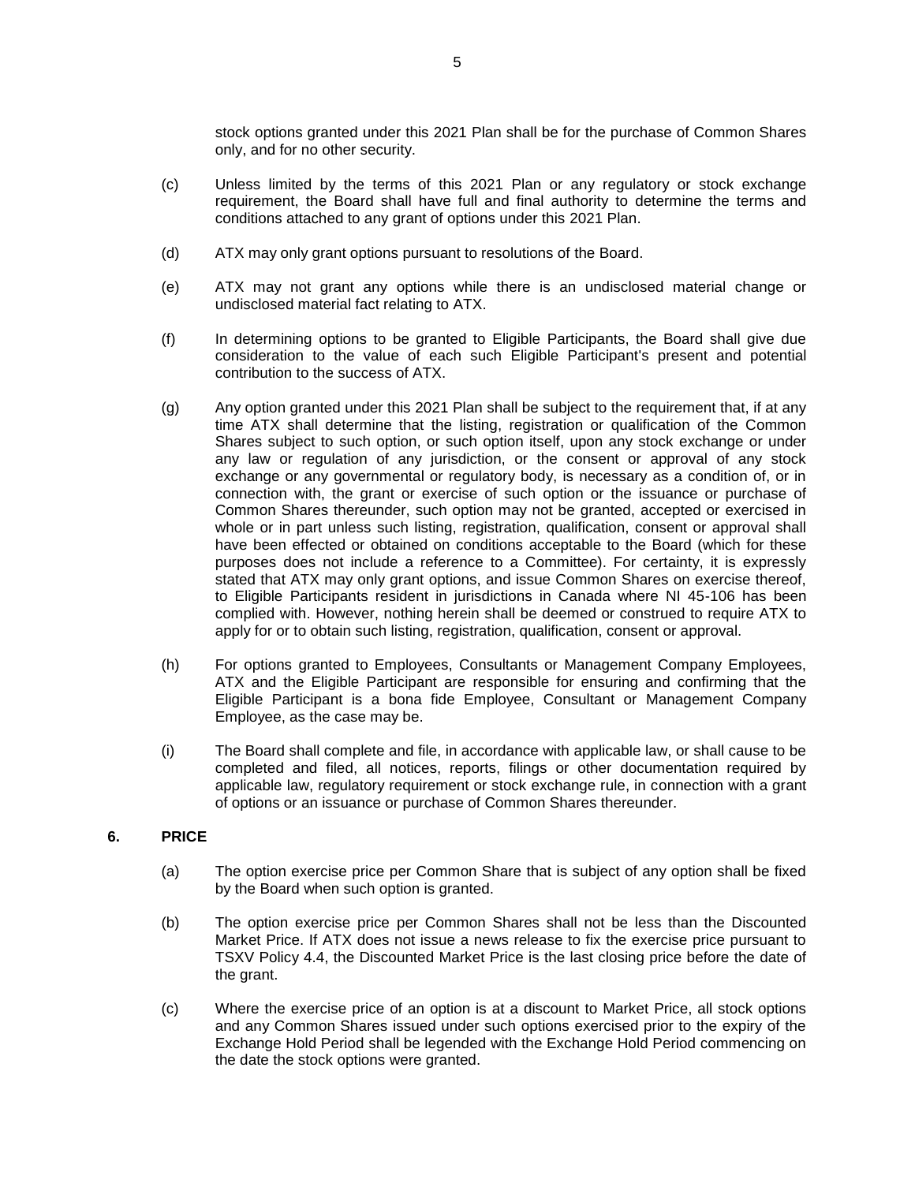stock options granted under this 2021 Plan shall be for the purchase of Common Shares only, and for no other security.

(c) Unless limited by the terms of this 2021 Plan or any regulatory or stock exchange requirement, the Board shall have full and final authority to determine the terms and conditions attached to any grant of options under this 2021 Plan.

(d) ATX may only grant options pursuant to resolutions of the Board.

(e) ATX may not grant any options while there is an undisclosed material change or undisclosed material fact relating to ATX.

(f) In determining options to be granted to Eligible Participants, the Board shall give due consideration to the value of each such Eligible Participant's present and potential contribution to the success of ATX.

(g) Any option granted under this 2021 Plan shall be subject to the requirement that, if at any time ATX shall determine that the listing, registration or qualification of the Common Shares subject to such option, or such option itself, upon any stock exchange or under any law or regulation of any jurisdiction, or the consent or approval of any stock exchange or any governmental or regulatory body, is necessary as a condition of, or in connection with, the grant or exercise of such option or the issuance or purchase of Common Shares thereunder, such option may not be granted, accepted or exercised in whole or in part unless such listing, registration, qualification, consent or approval shall have been effected or obtained on conditions acceptable to the Board (which for these purposes does not include a reference to a Committee). For certainty, it is expressly stated that ATX may only grant options, and issue Common Shares on exercise thereof, to Eligible Participants resident in jurisdictions in Canada where NI 45-106 has been complied with. However, nothing herein shall be deemed or construed to require ATX to apply for or to obtain such listing, registration, qualification, consent or approval.

(h) For options granted to Employees, Consultants or Management Company Employees, ATX and the Eligible Participant are responsible for ensuring and confirming that the Eligible Participant is a bona fide Employee, Consultant or Management Company Employee, as the case may be.

(i) The Board shall complete and file, in accordance with applicable law, or shall cause to be completed and filed, all notices, reports, filings or other documentation required by applicable law, regulatory requirement or stock exchange rule, in connection with a grant of options or an issuance or purchase of Common Shares thereunder.

## 6. PRICE

(a) The option exercise price per Common Share that is subject of any option shall be fixed by the Board when such option is granted.

(b) The option exercise price per Common Shares shall not be less than the Discounted Market Price. If ATX does not issue a news release to fix the exercise price pursuant to TSXV Policy 4.4, the Discounted Market Price is the last closing price before the date of the grant.

(c) Where the exercise price of an option is at a discount to Market Price, all stock options and any Common Shares issued under such options exercised prior to the expiry of the Exchange Hold Period shall be legended with the Exchange Hold Period commencing on the date the stock options were granted.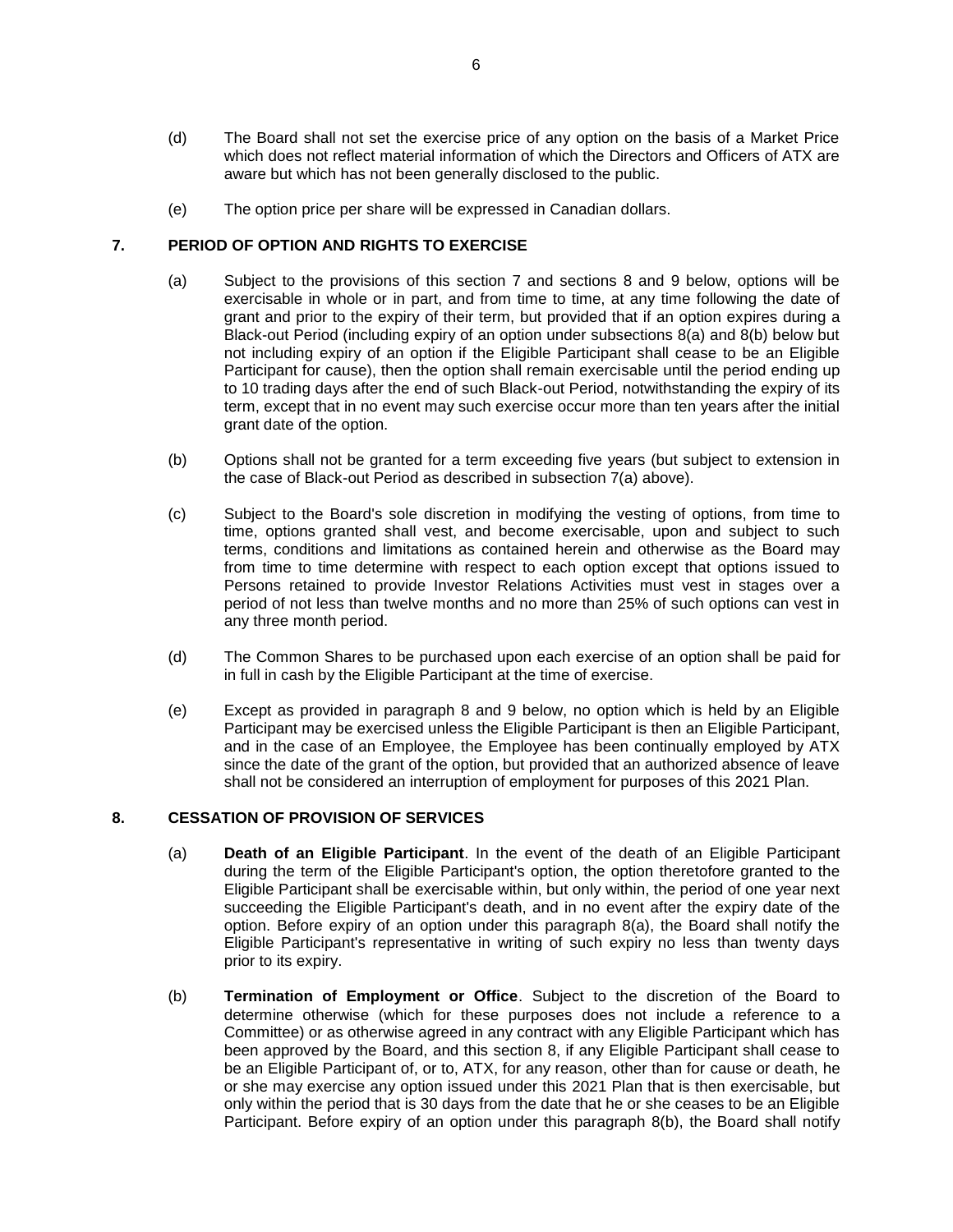(d) The Board shall not set the exercise price of any option on the basis of a Market Price which does not reflect material information of which the Directors and Officers of ATX are aware but which has not been generally disclosed to the public.

(e) The option price per share will be expressed in Canadian dollars.

## 7. PERIOD OF OPTION AND RIGHTS TO EXERCISE

(a) Subject to the provisions of this section 7 and sections 8 and 9 below, options will be exercisable in whole or in part, and from time to time, at any time following the date of grant and prior to the expiry of their term, but provided that if an option expires during a Black-out Period (including expiry of an option under subsections 8(a) and 8(b) below but not including expiry of an option if the Eligible Participant shall cease to be an Eligible Participant for cause), then the option shall remain exercisable until the period ending up to 10 trading days after the end of such Black-out Period, notwithstanding the expiry of its term, except that in no event may such exercise occur more than ten years after the initial grant date of the option.

(b) Options shall not be granted for a term exceeding five years (but subject to extension in the case of Black-out Period as described in subsection 7(a) above).

(c) Subject to the Board's sole discretion in modifying the vesting of options, from time to time, options granted shall vest, and become exercisable, upon and subject to such terms, conditions and limitations as contained herein and otherwise as the Board may from time to time determine with respect to each option except that options issued to Persons retained to provide Investor Relations Activities must vest in stages over a period of not less than twelve months and no more than 25% of such options can vest in any three month period.

(d) The Common Shares to be purchased upon each exercise of an option shall be paid for in full in cash by the Eligible Participant at the time of exercise.

(e) Except as provided in paragraph 8 and 9 below, no option which is held by an Eligible Participant may be exercised unless the Eligible Participant is then an Eligible Participant, and in the case of an Employee, the Employee has been continually employed by ATX since the date of the grant of the option, but provided that an authorized absence of leave shall not be considered an interruption of employment for purposes of this 2021 Plan.

## 8. CESSATION OF PROVISION OF SERVICES

(a) **Death of an Eligible Participant**. In the event of the death of an Eligible Participant during the term of the Eligible Participant's option, the option theretofore granted to the Eligible Participant shall be exercisable within, but only within, the period of one year next succeeding the Eligible Participant's death, and in no event after the expiry date of the option. Before expiry of an option under this paragraph 8(a), the Board shall notify the Eligible Participant's representative in writing of such expiry no less than twenty days prior to its expiry.

(b) **Termination of Employment or Office**. Subject to the discretion of the Board to determine otherwise (which for these purposes does not include a reference to a Committee) or as otherwise agreed in any contract with any Eligible Participant which has been approved by the Board, and this section 8, if any Eligible Participant shall cease to be an Eligible Participant of, or to, ATX, for any reason, other than for cause or death, he or she may exercise any option issued under this 2021 Plan that is then exercisable, but only within the period that is 30 days from the date that he or she ceases to be an Eligible Participant. Before expiry of an option under this paragraph 8(b), the Board shall notify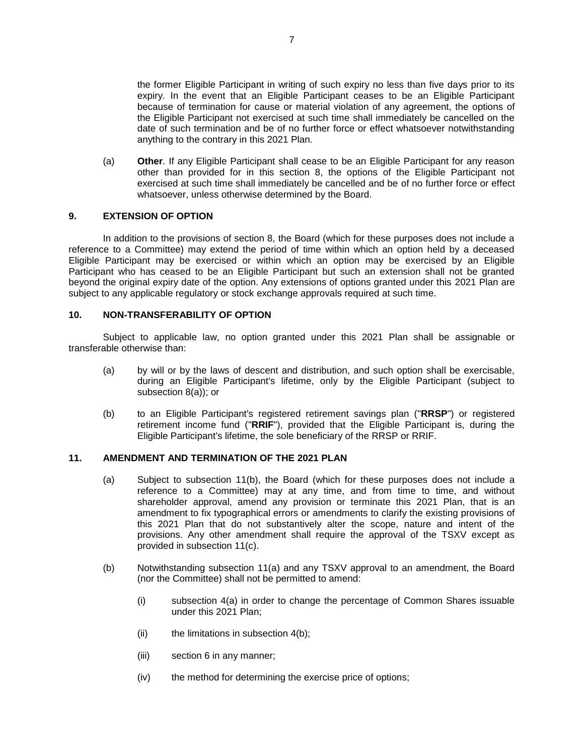the former Eligible Participant in writing of such expiry no less than five days prior to its expiry. In the event that an Eligible Participant ceases to be an Eligible Participant because of termination for cause or material violation of any agreement, the options of the Eligible Participant not exercised at such time shall immediately be cancelled on the date of such termination and be of no further force or effect whatsoever notwithstanding anything to the contrary in this 2021 Plan.

(a) **Other**. If any Eligible Participant shall cease to be an Eligible Participant for any reason other than provided for in this section 8, the options of the Eligible Participant not exercised at such time shall immediately be cancelled and be of no further force or effect whatsoever, unless otherwise determined by the Board.

## 9. EXTENSION OF OPTION

In addition to the provisions of section 8, the Board (which for these purposes does not include a reference to a Committee) may extend the period of time within which an option held by a deceased Eligible Participant may be exercised or within which an option may be exercised by an Eligible Participant who has ceased to be an Eligible Participant but such an extension shall not be granted beyond the original expiry date of the option. Any extensions of options granted under this 2021 Plan are subject to any applicable regulatory or stock exchange approvals required at such time.

## 10. NON-TRANSFERABILITY OF OPTION

Subject to applicable law, no option granted under this 2021 Plan shall be assignable or transferable otherwise than:

(a) by will or by the laws of descent and distribution, and such option shall be exercisable, during an Eligible Participant's lifetime, only by the Eligible Participant (subject to subsection 8(a)); or

(b) to an Eligible Participant's registered retirement savings plan ("**RRSP**") or registered retirement income fund ("**RRIF**"), provided that the Eligible Participant is, during the Eligible Participant's lifetime, the sole beneficiary of the RRSP or RRIF.

## 11. AMENDMENT AND TERMINATION OF THE 2021 PLAN

(a) Subject to subsection 11(b), the Board (which for these purposes does not include a reference to a Committee) may at any time, and from time to time, and without shareholder approval, amend any provision or terminate this 2021 Plan, that is an amendment to fix typographical errors or amendments to clarify the existing provisions of this 2021 Plan that do not substantively alter the scope, nature and intent of the provisions. Any other amendment shall require the approval of the TSXV except as provided in subsection 11(c).

(b) Notwithstanding subsection 11(a) and any TSXV approval to an amendment, the Board (nor the Committee) shall not be permitted to amend:

(i) subsection 4(a) in order to change the percentage of Common Shares issuable under this 2021 Plan;

(ii) the limitations in subsection 4(b);

(iii) section 6 in any manner;

(iv) the method for determining the exercise price of options;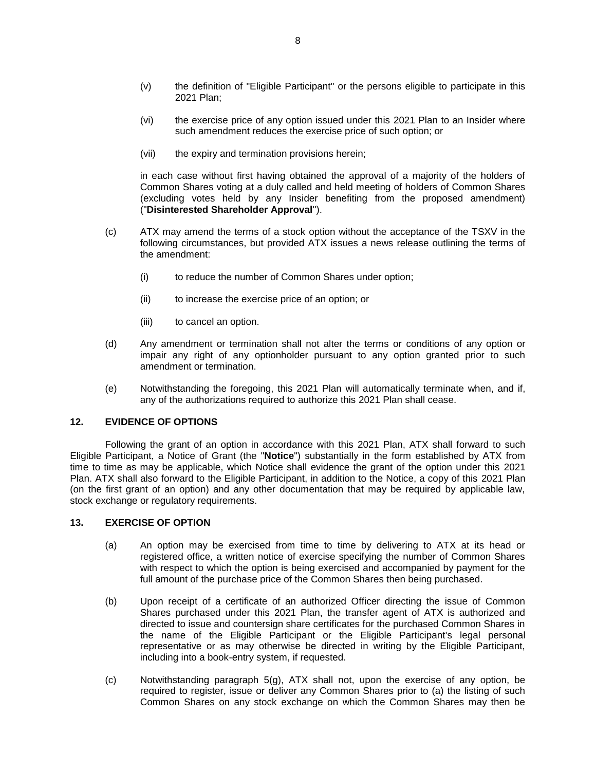(v) the definition of "Eligible Participant" or the persons eligible to participate in this 2021 Plan;

(vi) the exercise price of any option issued under this 2021 Plan to an Insider where such amendment reduces the exercise price of such option; or

(vii) the expiry and termination provisions herein;

in each case without first having obtained the approval of a majority of the holders of Common Shares voting at a duly called and held meeting of holders of Common Shares (excluding votes held by any Insider benefiting from the proposed amendment) ("**Disinterested Shareholder Approval**").

(c) ATX may amend the terms of a stock option without the acceptance of the TSXV in the following circumstances, but provided ATX issues a news release outlining the terms of the amendment:

(i) to reduce the number of Common Shares under option;

(ii) to increase the exercise price of an option; or

(iii) to cancel an option.

(d) Any amendment or termination shall not alter the terms or conditions of any option or impair any right of any optionholder pursuant to any option granted prior to such amendment or termination.

(e) Notwithstanding the foregoing, this 2021 Plan will automatically terminate when, and if, any of the authorizations required to authorize this 2021 Plan shall cease.

## 12. EVIDENCE OF OPTIONS

Following the grant of an option in accordance with this 2021 Plan, ATX shall forward to such Eligible Participant, a Notice of Grant (the "**Notice**") substantially in the form established by ATX from time to time as may be applicable, which Notice shall evidence the grant of the option under this 2021 Plan. ATX shall also forward to the Eligible Participant, in addition to the Notice, a copy of this 2021 Plan (on the first grant of an option) and any other documentation that may be required by applicable law, stock exchange or regulatory requirements.

## 13. EXERCISE OF OPTION

(a) An option may be exercised from time to time by delivering to ATX at its head or registered office, a written notice of exercise specifying the number of Common Shares with respect to which the option is being exercised and accompanied by payment for the full amount of the purchase price of the Common Shares then being purchased.

(b) Upon receipt of a certificate of an authorized Officer directing the issue of Common Shares purchased under this 2021 Plan, the transfer agent of ATX is authorized and directed to issue and countersign share certificates for the purchased Common Shares in the name of the Eligible Participant or the Eligible Participant's legal personal representative or as may otherwise be directed in writing by the Eligible Participant, including into a book-entry system, if requested.

(c) Notwithstanding paragraph 5(g), ATX shall not, upon the exercise of any option, be required to register, issue or deliver any Common Shares prior to (a) the listing of such Common Shares on any stock exchange on which the Common Shares may then be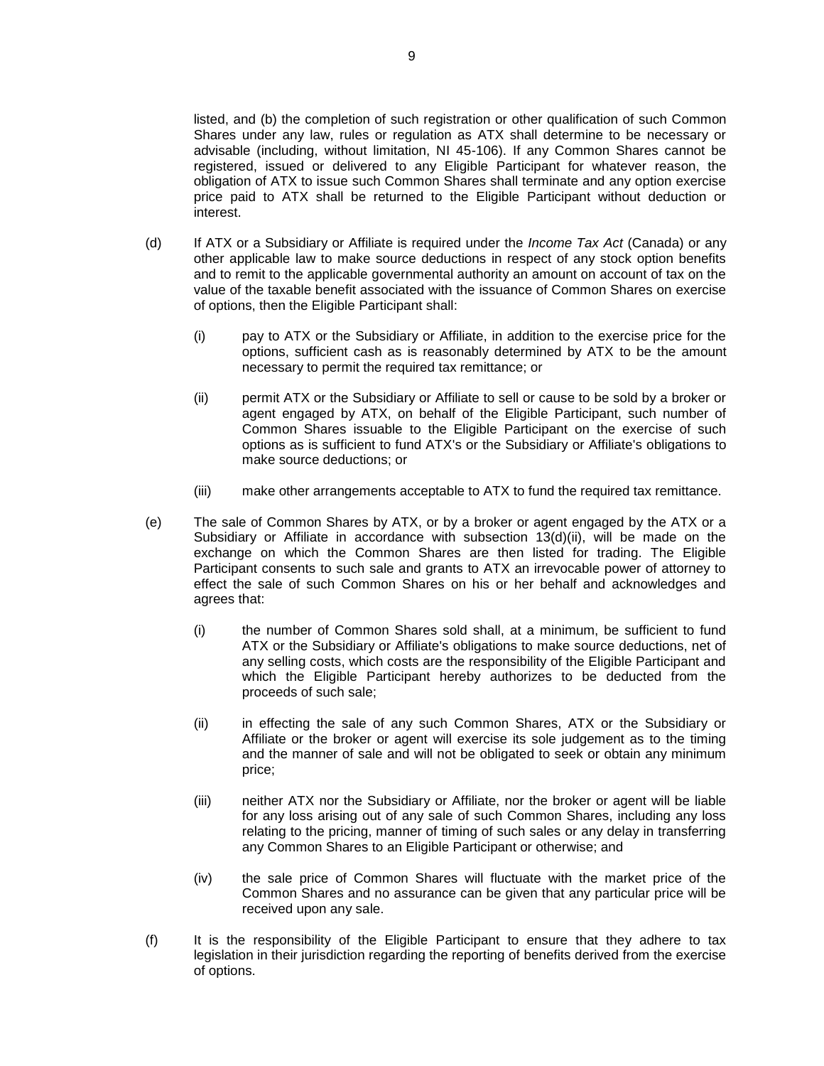listed, and (b) the completion of such registration or other qualification of such Common Shares under any law, rules or regulation as ATX shall determine to be necessary or advisable (including, without limitation, NI 45-106). If any Common Shares cannot be registered, issued or delivered to any Eligible Participant for whatever reason, the obligation of ATX to issue such Common Shares shall terminate and any option exercise price paid to ATX shall be returned to the Eligible Participant without deduction or interest.

(d) If ATX or a Subsidiary or Affiliate is required under the *Income Tax Act* (Canada) or any other applicable law to make source deductions in respect of any stock option benefits and to remit to the applicable governmental authority an amount on account of tax on the value of the taxable benefit associated with the issuance of Common Shares on exercise of options, then the Eligible Participant shall:

(i) pay to ATX or the Subsidiary or Affiliate, in addition to the exercise price for the options, sufficient cash as is reasonably determined by ATX to be the amount necessary to permit the required tax remittance; or

(ii) permit ATX or the Subsidiary or Affiliate to sell or cause to be sold by a broker or agent engaged by ATX, on behalf of the Eligible Participant, such number of Common Shares issuable to the Eligible Participant on the exercise of such options as is sufficient to fund ATX's or the Subsidiary or Affiliate's obligations to make source deductions; or

(iii) make other arrangements acceptable to ATX to fund the required tax remittance.

(e) The sale of Common Shares by ATX, or by a broker or agent engaged by the ATX or a Subsidiary or Affiliate in accordance with subsection 13(d)(ii), will be made on the exchange on which the Common Shares are then listed for trading. The Eligible Participant consents to such sale and grants to ATX an irrevocable power of attorney to effect the sale of such Common Shares on his or her behalf and acknowledges and agrees that:

(i) the number of Common Shares sold shall, at a minimum, be sufficient to fund ATX or the Subsidiary or Affiliate's obligations to make source deductions, net of any selling costs, which costs are the responsibility of the Eligible Participant and which the Eligible Participant hereby authorizes to be deducted from the proceeds of such sale;

(ii) in effecting the sale of any such Common Shares, ATX or the Subsidiary or Affiliate or the broker or agent will exercise its sole judgement as to the timing and the manner of sale and will not be obligated to seek or obtain any minimum price;

(iii) neither ATX nor the Subsidiary or Affiliate, nor the broker or agent will be liable for any loss arising out of any sale of such Common Shares, including any loss relating to the pricing, manner of timing of such sales or any delay in transferring any Common Shares to an Eligible Participant or otherwise; and

(iv) the sale price of Common Shares will fluctuate with the market price of the Common Shares and no assurance can be given that any particular price will be received upon any sale.

(f) It is the responsibility of the Eligible Participant to ensure that they adhere to tax legislation in their jurisdiction regarding the reporting of benefits derived from the exercise of options.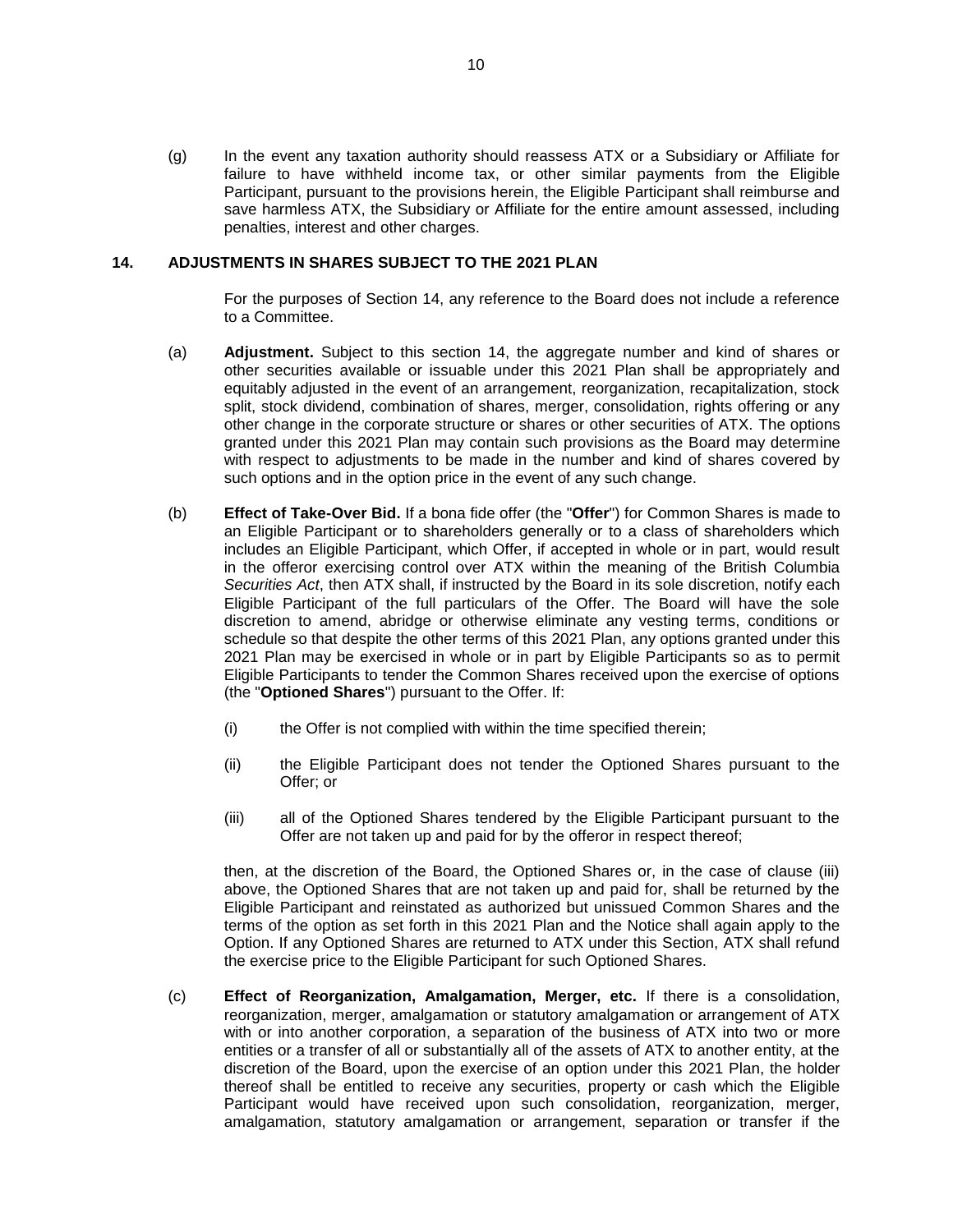(g) In the event any taxation authority should reassess ATX or a Subsidiary or Affiliate for failure to have withheld income tax, or other similar payments from the Eligible Participant, pursuant to the provisions herein, the Eligible Participant shall reimburse and save harmless ATX, the Subsidiary or Affiliate for the entire amount assessed, including penalties, interest and other charges.

## 14. ADJUSTMENTS IN SHARES SUBJECT TO THE 2021 PLAN

For the purposes of Section 14, any reference to the Board does not include a reference to a Committee.

(a) **Adjustment.** Subject to this section 14, the aggregate number and kind of shares or other securities available or issuable under this 2021 Plan shall be appropriately and equitably adjusted in the event of an arrangement, reorganization, recapitalization, stock split, stock dividend, combination of shares, merger, consolidation, rights offering or any other change in the corporate structure or shares or other securities of ATX. The options granted under this 2021 Plan may contain such provisions as the Board may determine with respect to adjustments to be made in the number and kind of shares covered by such options and in the option price in the event of any such change.

(b) **Effect of Take-Over Bid.** If a bona fide offer (the "**Offer**") for Common Shares is made to an Eligible Participant or to shareholders generally or to a class of shareholders which includes an Eligible Participant, which Offer, if accepted in whole or in part, would result in the offeror exercising control over ATX within the meaning of the British Columbia *Securities Act*, then ATX shall, if instructed by the Board in its sole discretion, notify each Eligible Participant of the full particulars of the Offer. The Board will have the sole discretion to amend, abridge or otherwise eliminate any vesting terms, conditions or schedule so that despite the other terms of this 2021 Plan, any options granted under this 2021 Plan may be exercised in whole or in part by Eligible Participants so as to permit Eligible Participants to tender the Common Shares received upon the exercise of options (the "**Optioned Shares**") pursuant to the Offer. If:

(i) the Offer is not complied with within the time specified therein;

(ii) the Eligible Participant does not tender the Optioned Shares pursuant to the Offer; or

(iii) all of the Optioned Shares tendered by the Eligible Participant pursuant to the Offer are not taken up and paid for by the offeror in respect thereof;

then, at the discretion of the Board, the Optioned Shares or, in the case of clause (iii) above, the Optioned Shares that are not taken up and paid for, shall be returned by the Eligible Participant and reinstated as authorized but unissued Common Shares and the terms of the option as set forth in this 2021 Plan and the Notice shall again apply to the Option. If any Optioned Shares are returned to ATX under this Section, ATX shall refund the exercise price to the Eligible Participant for such Optioned Shares.

(c) **Effect of Reorganization, Amalgamation, Merger, etc.** If there is a consolidation, reorganization, merger, amalgamation or statutory amalgamation or arrangement of ATX with or into another corporation, a separation of the business of ATX into two or more entities or a transfer of all or substantially all of the assets of ATX to another entity, at the discretion of the Board, upon the exercise of an option under this 2021 Plan, the holder thereof shall be entitled to receive any securities, property or cash which the Eligible Participant would have received upon such consolidation, reorganization, merger, amalgamation, statutory amalgamation or arrangement, separation or transfer if the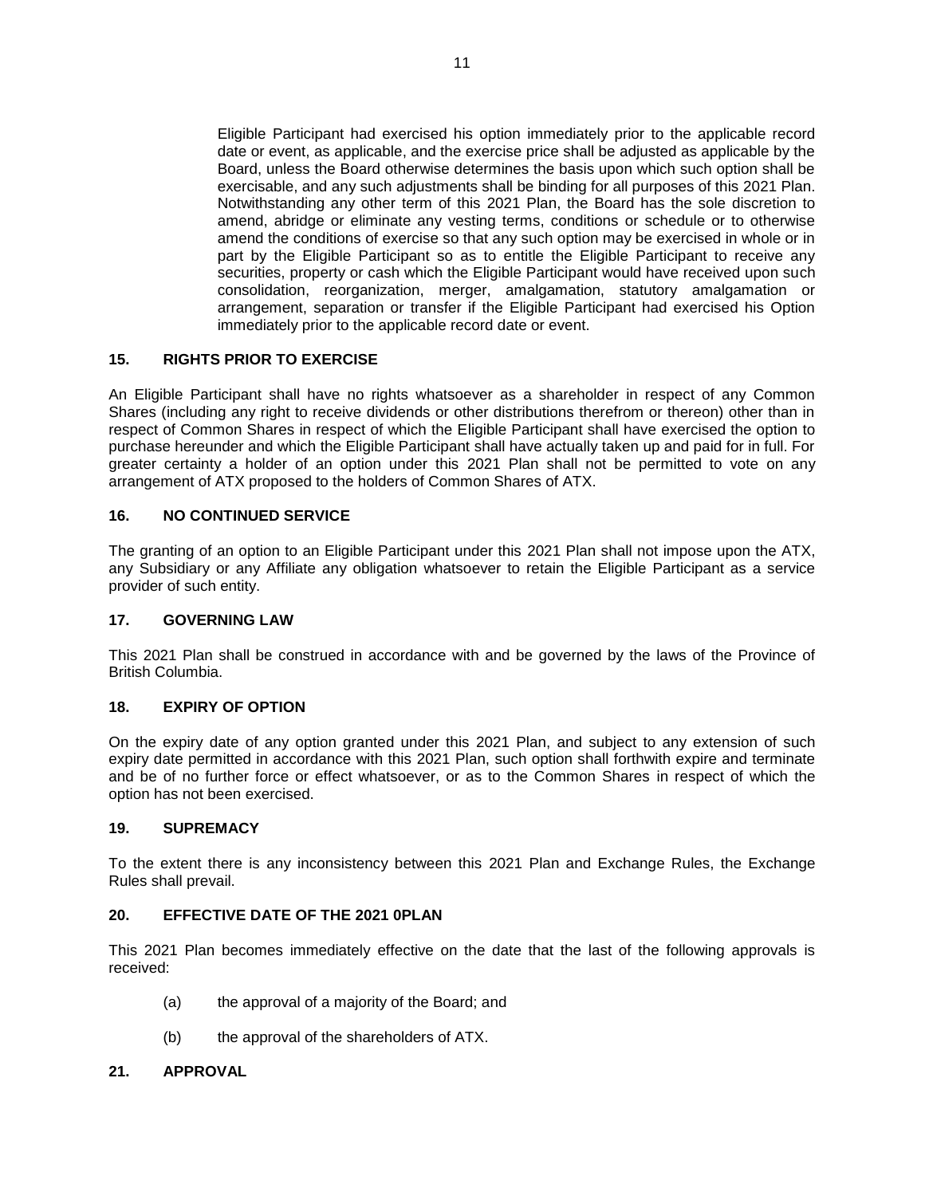Eligible Participant had exercised his option immediately prior to the applicable record date or event, as applicable, and the exercise price shall be adjusted as applicable by the Board, unless the Board otherwise determines the basis upon which such option shall be exercisable, and any such adjustments shall be binding for all purposes of this 2021 Plan. Notwithstanding any other term of this 2021 Plan, the Board has the sole discretion to amend, abridge or eliminate any vesting terms, conditions or schedule or to otherwise amend the conditions of exercise so that any such option may be exercised in whole or in part by the Eligible Participant so as to entitle the Eligible Participant to receive any securities, property or cash which the Eligible Participant would have received upon such consolidation, reorganization, merger, amalgamation, statutory amalgamation or arrangement, separation or transfer if the Eligible Participant had exercised his Option immediately prior to the applicable record date or event.

## 15. RIGHTS PRIOR TO EXERCISE

An Eligible Participant shall have no rights whatsoever as a shareholder in respect of any Common Shares (including any right to receive dividends or other distributions therefrom or thereon) other than in respect of Common Shares in respect of which the Eligible Participant shall have exercised the option to purchase hereunder and which the Eligible Participant shall have actually taken up and paid for in full. For greater certainty a holder of an option under this 2021 Plan shall not be permitted to vote on any arrangement of ATX proposed to the holders of Common Shares of ATX.

## 16. NO CONTINUED SERVICE

The granting of an option to an Eligible Participant under this 2021 Plan shall not impose upon the ATX, any Subsidiary or any Affiliate any obligation whatsoever to retain the Eligible Participant as a service provider of such entity.

## 17. GOVERNING LAW

This 2021 Plan shall be construed in accordance with and be governed by the laws of the Province of British Columbia.

## 18. EXPIRY OF OPTION

On the expiry date of any option granted under this 2021 Plan, and subject to any extension of such expiry date permitted in accordance with this 2021 Plan, such option shall forthwith expire and terminate and be of no further force or effect whatsoever, or as to the Common Shares in respect of which the option has not been exercised.

## 19. SUPREMACY

To the extent there is any inconsistency between this 2021 Plan and Exchange Rules, the Exchange Rules shall prevail.

## 20. EFFECTIVE DATE OF THE 2021 0PLAN

This 2021 Plan becomes immediately effective on the date that the last of the following approvals is received:

(a) the approval of a majority of the Board; and

(b) the approval of the shareholders of ATX.

## 21. APPROVAL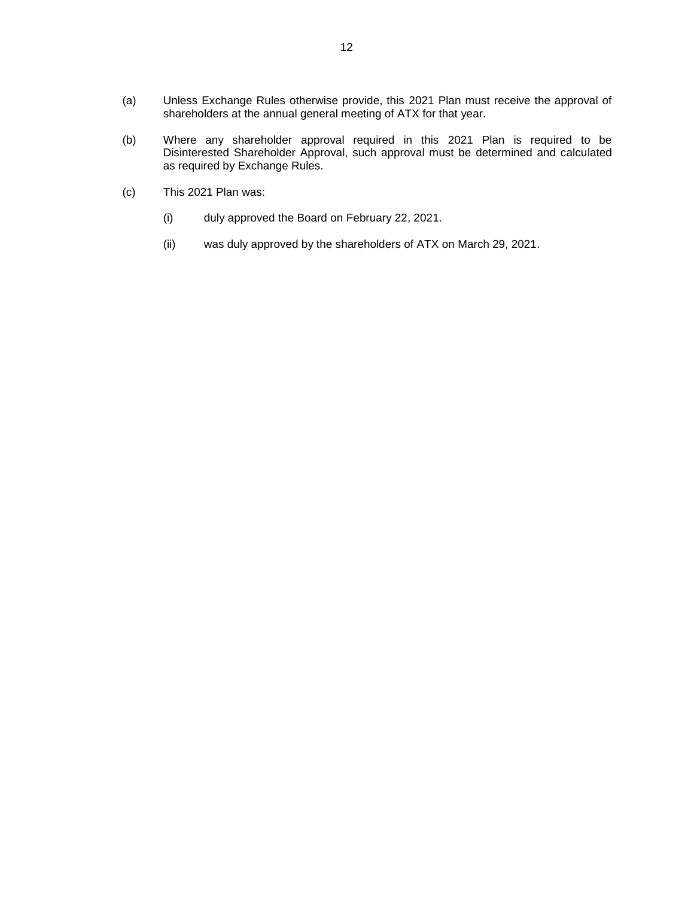(a) Unless Exchange Rules otherwise provide, this 2021 Plan must receive the approval of shareholders at the annual general meeting of ATX for that year.

(b) Where any shareholder approval required in this 2021 Plan is required to be Disinterested Shareholder Approval, such approval must be determined and calculated as required by Exchange Rules.

(c) This 2021 Plan was:

  (i) duly approved the Board on February 22, 2021.

  (ii) was duly approved by the shareholders of ATX on March 29, 2021.